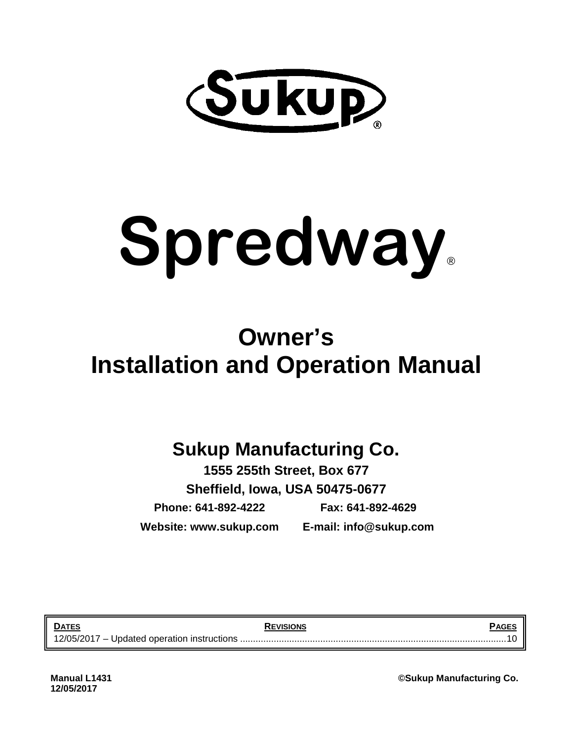# Sukup®

# Spredway®

## Owner's Installation and Operation Manual

**Sukup Manufacturing Co.**

**1555 255th Street, Box 677**

**Sheffield, Iowa, USA 50475-0677**

**Phone: 641-892-4222** **Fax: 641-892-4629**

**Website: www.sukup.com** **E-mail: info@sukup.com**

| DATES | REVISIONS | PAGES |
|---|---|---|
| 12/05/2017 – Updated operation instructions | | 10 |

**Manual L1431**
**12/05/2017**

**©Sukup Manufacturing Co.**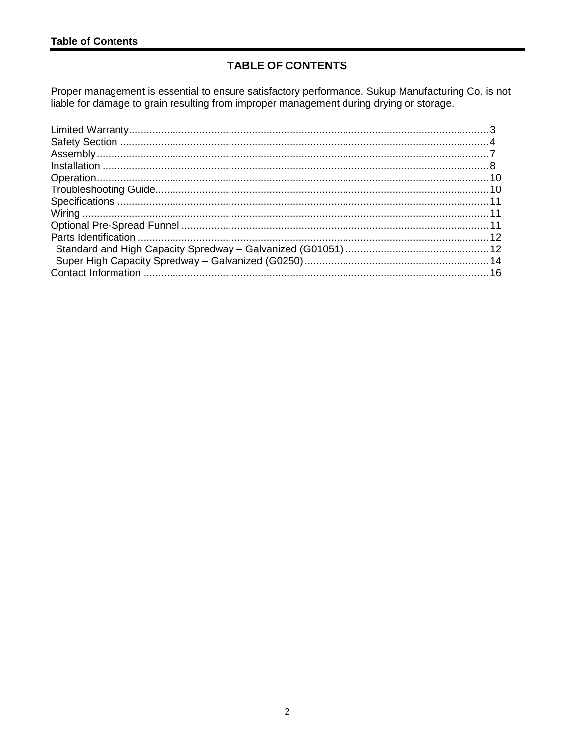# TABLE OF CONTENTS

Proper management is essential to ensure satisfactory performance. Sukup Manufacturing Co. is not liable for damage to grain resulting from improper management during drying or storage.

Limited Warranty....................3
Safety Section....................4
Assembly....................7
Installation....................8
Operation....................10
Troubleshooting Guide....................10
Specifications....................11
Wiring....................11
Optional Pre-Spread Funnel....................11
Parts Identification....................12
- Standard and High Capacity Spredway – Galvanized (G01051)....................12
- Super High Capacity Spredway – Galvanized (G0250)....................14

Contact Information....................16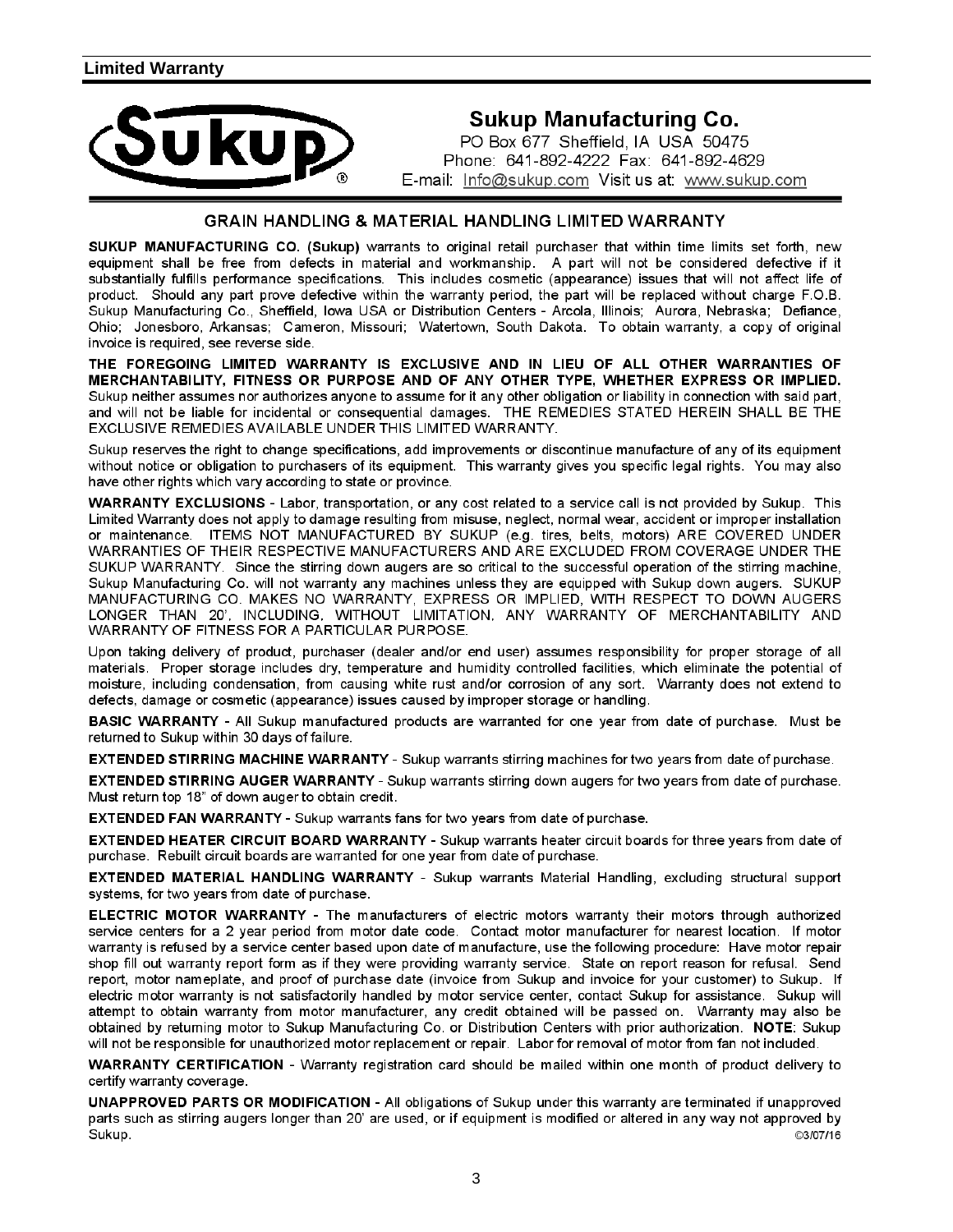## Limited Warranty

**Sukup Manufacturing Co.**
PO Box 677 Sheffield, IA USA 50475
Phone: 641-892-4222 Fax: 641-892-4629
E-mail: Info@sukup.com Visit us at: www.sukup.com

### GRAIN HANDLING & MATERIAL HANDLING LIMITED WARRANTY

**SUKUP MANUFACTURING CO. (Sukup)** warrants to original retail purchaser that within time limits set forth, new equipment shall be free from defects in material and workmanship. A part will not be considered defective if it substantially fulfills performance specifications. This includes cosmetic (appearance) issues that will not affect life of product. Should any part prove defective within the warranty period, the part will be replaced without charge F.O.B. Sukup Manufacturing Co., Sheffield, Iowa USA or Distribution Centers - Arcola, Illinois; Aurora, Nebraska; Defiance, Ohio; Jonesboro, Arkansas; Cameron, Missouri; Watertown, South Dakota. To obtain warranty, a copy of original invoice is required, see reverse side.

**THE FOREGOING LIMITED WARRANTY IS EXCLUSIVE AND IN LIEU OF ALL OTHER WARRANTIES OF MERCHANTABILITY, FITNESS OR PURPOSE AND OF ANY OTHER TYPE, WHETHER EXPRESS OR IMPLIED.** Sukup neither assumes nor authorizes anyone to assume for it any other obligation or liability in connection with said part, and will not be liable for incidental or consequential damages. THE REMEDIES STATED HEREIN SHALL BE THE EXCLUSIVE REMEDIES AVAILABLE UNDER THIS LIMITED WARRANTY.

Sukup reserves the right to change specifications, add improvements or discontinue manufacture of any of its equipment without notice or obligation to purchasers of its equipment. This warranty gives you specific legal rights. You may also have other rights which vary according to state or province.

**WARRANTY EXCLUSIONS** - Labor, transportation, or any cost related to a service call is not provided by Sukup. This Limited Warranty does not apply to damage resulting from misuse, neglect, normal wear, accident or improper installation or maintenance. ITEMS NOT MANUFACTURED BY SUKUP (e.g. tires, belts, motors) ARE COVERED UNDER WARRANTIES OF THEIR RESPECTIVE MANUFACTURERS AND ARE EXCLUDED FROM COVERAGE UNDER THE SUKUP WARRANTY. Since the stirring down augers are so critical to the successful operation of the stirring machine, Sukup Manufacturing Co. will not warranty any machines unless they are equipped with Sukup down augers. SUKUP MANUFACTURING CO. MAKES NO WARRANTY, EXPRESS OR IMPLIED, WITH RESPECT TO DOWN AUGERS LONGER THAN 20', INCLUDING, WITHOUT LIMITATION, ANY WARRANTY OF MERCHANTABILITY AND WARRANTY OF FITNESS FOR A PARTICULAR PURPOSE.

Upon taking delivery of product, purchaser (dealer and/or end user) assumes responsibility for proper storage of all materials. Proper storage includes dry, temperature and humidity controlled facilities, which eliminate the potential of moisture, including condensation, from causing white rust and/or corrosion of any sort. Warranty does not extend to defects, damage or cosmetic (appearance) issues caused by improper storage or handling.

**BASIC WARRANTY** - All Sukup manufactured products are warranted for one year from date of purchase. Must be returned to Sukup within 30 days of failure.

**EXTENDED STIRRING MACHINE WARRANTY** - Sukup warrants stirring machines for two years from date of purchase.

**EXTENDED STIRRING AUGER WARRANTY** - Sukup warrants stirring down augers for two years from date of purchase. Must return top 18" of down auger to obtain credit.

**EXTENDED FAN WARRANTY** - Sukup warrants fans for two years from date of purchase.

**EXTENDED HEATER CIRCUIT BOARD WARRANTY** - Sukup warrants heater circuit boards for three years from date of purchase. Rebuilt circuit boards are warranted for one year from date of purchase.

**EXTENDED MATERIAL HANDLING WARRANTY** - Sukup warrants Material Handling, excluding structural support systems, for two years from date of purchase.

**ELECTRIC MOTOR WARRANTY** - The manufacturers of electric motors warranty their motors through authorized service centers for a 2 year period from motor date code. Contact motor manufacturer for nearest location. If motor warranty is refused by a service center based upon date of manufacture, use the following procedure: Have motor repair shop fill out warranty report form as if they were providing warranty service. State on report reason for refusal. Send report, motor nameplate, and proof of purchase date (invoice from Sukup and invoice for your customer) to Sukup. If electric motor warranty is not satisfactorily handled by motor service center, contact Sukup for assistance. Sukup will attempt to obtain warranty from motor manufacturer, any credit obtained will be passed on. Warranty may also be obtained by returning motor to Sukup Manufacturing Co. or Distribution Centers with prior authorization. **NOTE**: Sukup will not be responsible for unauthorized motor replacement or repair. Labor for removal of motor from fan not included.

**WARRANTY CERTIFICATION** - Warranty registration card should be mailed within one month of product delivery to certify warranty coverage.

**UNAPPROVED PARTS OR MODIFICATION** - All obligations of Sukup under this warranty are terminated if unapproved parts such as stirring augers longer than 20' are used, or if equipment is modified or altered in any way not approved by Sukup.

©3/07/16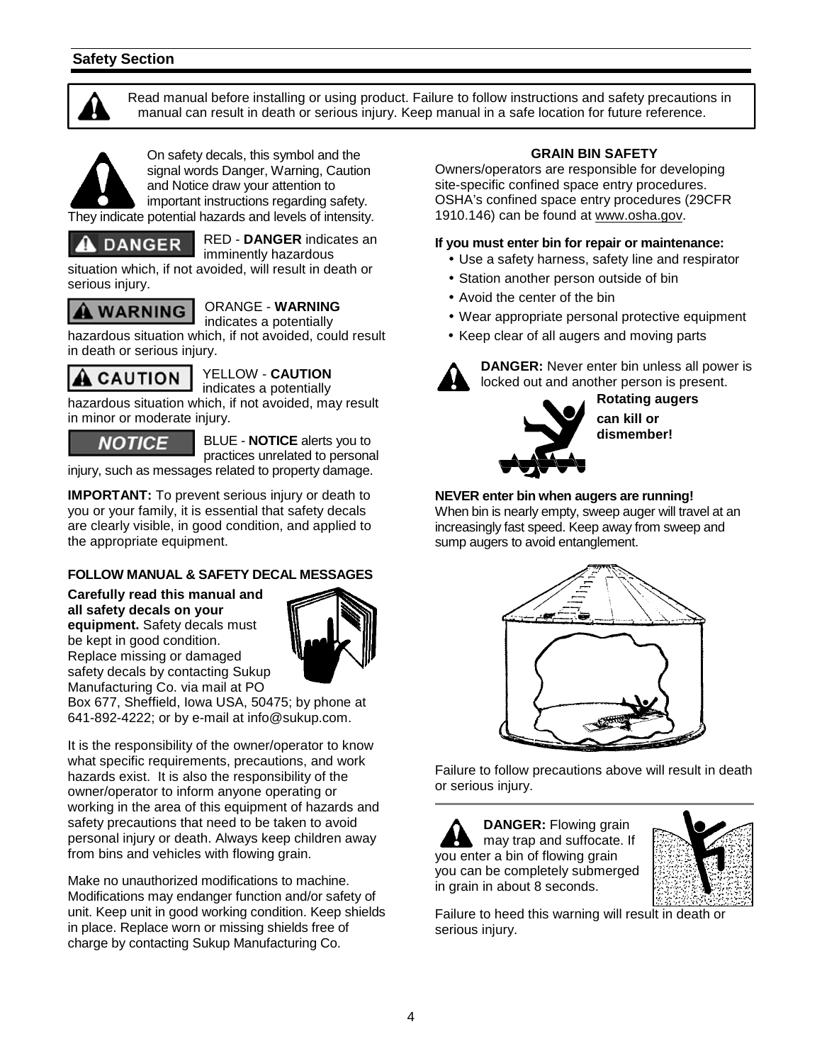## Safety Section

Read manual before installing or using product. Failure to follow instructions and safety precautions in manual can result in death or serious injury. Keep manual in a safe location for future reference.

On safety decals, this symbol and the signal words Danger, Warning, Caution and Notice draw your attention to important instructions regarding safety. They indicate potential hazards and levels of intensity.

**DANGER** RED - **DANGER** indicates an imminently hazardous situation which, if not avoided, will result in death or serious injury.

**WARNING** ORANGE - **WARNING** indicates a potentially hazardous situation which, if not avoided, could result in death or serious injury.

**CAUTION** YELLOW - **CAUTION** indicates a potentially hazardous situation which, if not avoided, may result in minor or moderate injury.

***NOTICE*** BLUE - **NOTICE** alerts you to practices unrelated to personal injury, such as messages related to property damage.

**IMPORTANT:** To prevent serious injury or death to you or your family, it is essential that safety decals are clearly visible, in good condition, and applied to the appropriate equipment.

### FOLLOW MANUAL & SAFETY DECAL MESSAGES

**Carefully read this manual and all safety decals on your equipment.** Safety decals must be kept in good condition. Replace missing or damaged safety decals by contacting Sukup Manufacturing Co. via mail at PO Box 677, Sheffield, Iowa USA, 50475; by phone at 641-892-4222; or by e-mail at info@sukup.com.

It is the responsibility of the owner/operator to know what specific requirements, precautions, and work hazards exist. It is also the responsibility of the owner/operator to inform anyone operating or working in the area of this equipment of hazards and safety precautions that need to be taken to avoid personal injury or death. Always keep children away from bins and vehicles with flowing grain.

Make no unauthorized modifications to machine. Modifications may endanger function and/or safety of unit. Keep unit in good working condition. Keep shields in place. Replace worn or missing shields free of charge by contacting Sukup Manufacturing Co.

### GRAIN BIN SAFETY

Owners/operators are responsible for developing site-specific confined space entry procedures. OSHA's confined space entry procedures (29CFR 1910.146) can be found at www.osha.gov.

**If you must enter bin for repair or maintenance:**

- Use a safety harness, safety line and respirator
- Station another person outside of bin
- Avoid the center of the bin
- Wear appropriate personal protective equipment
- Keep clear of all augers and moving parts

**DANGER:** Never enter bin unless all power is locked out and another person is present.

**Rotating augers can kill or dismember!**

**NEVER enter bin when augers are running!**
When bin is nearly empty, sweep auger will travel at an increasingly fast speed. Keep away from sweep and sump augers to avoid entanglement.

Failure to follow precautions above will result in death or serious injury.

**DANGER:** Flowing grain may trap and suffocate. If you enter a bin of flowing grain you can be completely submerged in grain in about 8 seconds.

Failure to heed this warning will result in death or serious injury.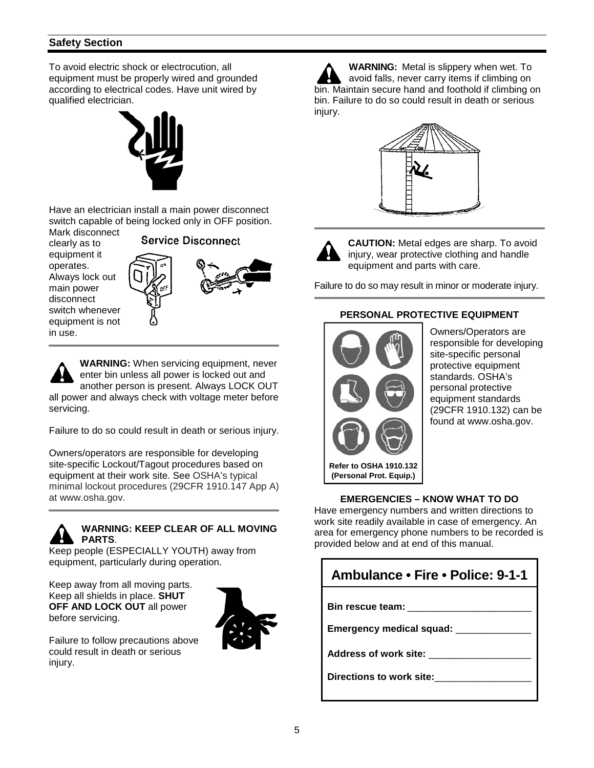## Safety Section

To avoid electric shock or electrocution, all equipment must be properly wired and grounded according to electrical codes. Have unit wired by qualified electrician.

Have an electrician install a main power disconnect switch capable of being locked only in OFF position. Mark disconnect clearly as to equipment it operates. Always lock out main power disconnect switch whenever equipment is not in use.

Service Disconnect

**WARNING:** When servicing equipment, never enter bin unless all power is locked out and another person is present. Always LOCK OUT all power and always check with voltage meter before servicing.

Failure to do so could result in death or serious injury.

Owners/operators are responsible for developing site-specific Lockout/Tagout procedures based on equipment at their work site. See OSHA's typical minimal lockout procedures (29CFR 1910.147 App A) at www.osha.gov.

**WARNING: KEEP CLEAR OF ALL MOVING PARTS**.

Keep people (ESPECIALLY YOUTH) away from equipment, particularly during operation.

Keep away from all moving parts. Keep all shields in place. **SHUT OFF AND LOCK OUT** all power before servicing.

Failure to follow precautions above could result in death or serious injury.

**WARNING:** Metal is slippery when wet. To avoid falls, never carry items if climbing on bin. Maintain secure hand and foothold if climbing on bin. Failure to do so could result in death or serious injury.

**CAUTION:** Metal edges are sharp. To avoid injury, wear protective clothing and handle equipment and parts with care.

Failure to do so may result in minor or moderate injury.

### PERSONAL PROTECTIVE EQUIPMENT

**Refer to OSHA 1910.132 (Personal Prot. Equip.)**

Owners/Operators are responsible for developing site-specific personal protective equipment standards. OSHA's personal protective equipment standards (29CFR 1910.132) can be found at www.osha.gov.

### EMERGENCIES – KNOW WHAT TO DO

Have emergency numbers and written directions to work site readily available in case of emergency. An area for emergency phone numbers to be recorded is provided below and at end of this manual.

**Ambulance • Fire • Police: 9-1-1**

**Bin rescue team:** ______________________

**Emergency medical squad:** ______________

**Address of work site:** __________________

**Directions to work site:**_________________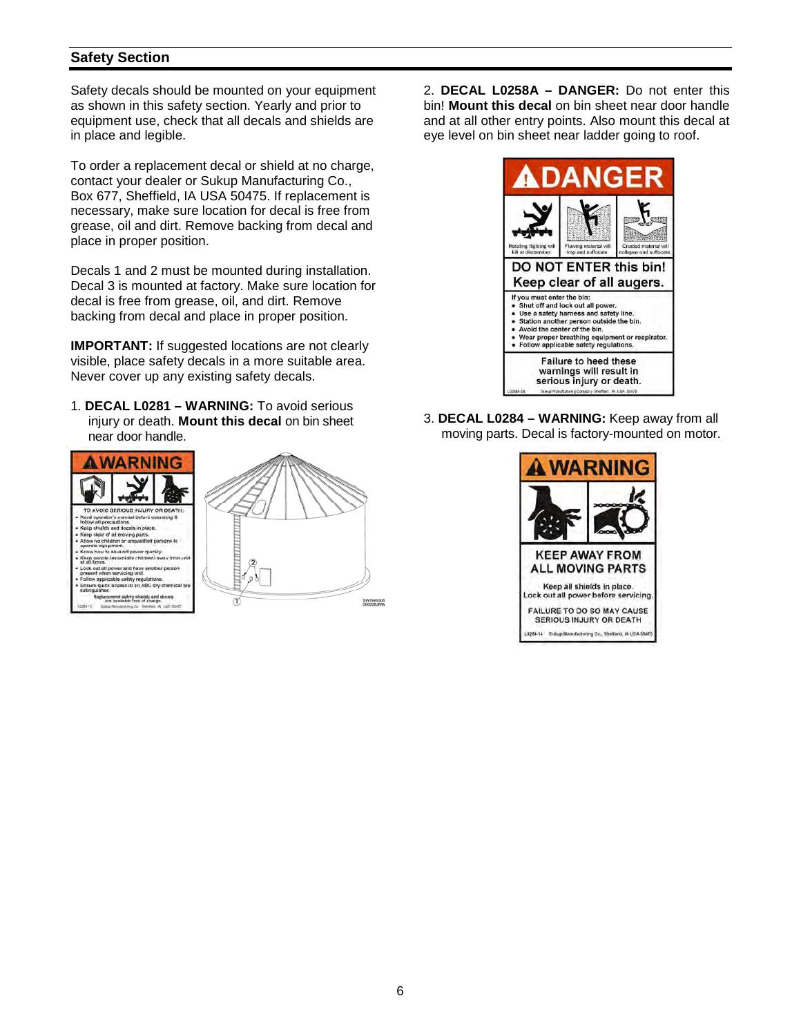## Safety Section

Safety decals should be mounted on your equipment as shown in this safety section. Yearly and prior to equipment use, check that all decals and shields are in place and legible.

To order a replacement decal or shield at no charge, contact your dealer or Sukup Manufacturing Co., Box 677, Sheffield, IA USA 50475. If replacement is necessary, make sure location for decal is free from grease, oil and dirt. Remove backing from decal and place in proper position.

Decals 1 and 2 must be mounted during installation. Decal 3 is mounted at factory. Make sure location for decal is free from grease, oil, and dirt. Remove backing from decal and place in proper position.

**IMPORTANT:** If suggested locations are not clearly visible, place safety decals in a more suitable area. Never cover up any existing safety decals.

1. **DECAL L0281 – WARNING:** To avoid serious injury or death. **Mount this decal** on bin sheet near door handle.

2. **DECAL L0258A – DANGER:** Do not enter this bin! **Mount this decal** on bin sheet near door handle and at all other entry points. Also mount this decal at eye level on bin sheet near ladder going to roof.

3. **DECAL L0284 – WARNING:** Keep away from all moving parts. Decal is factory-mounted on motor.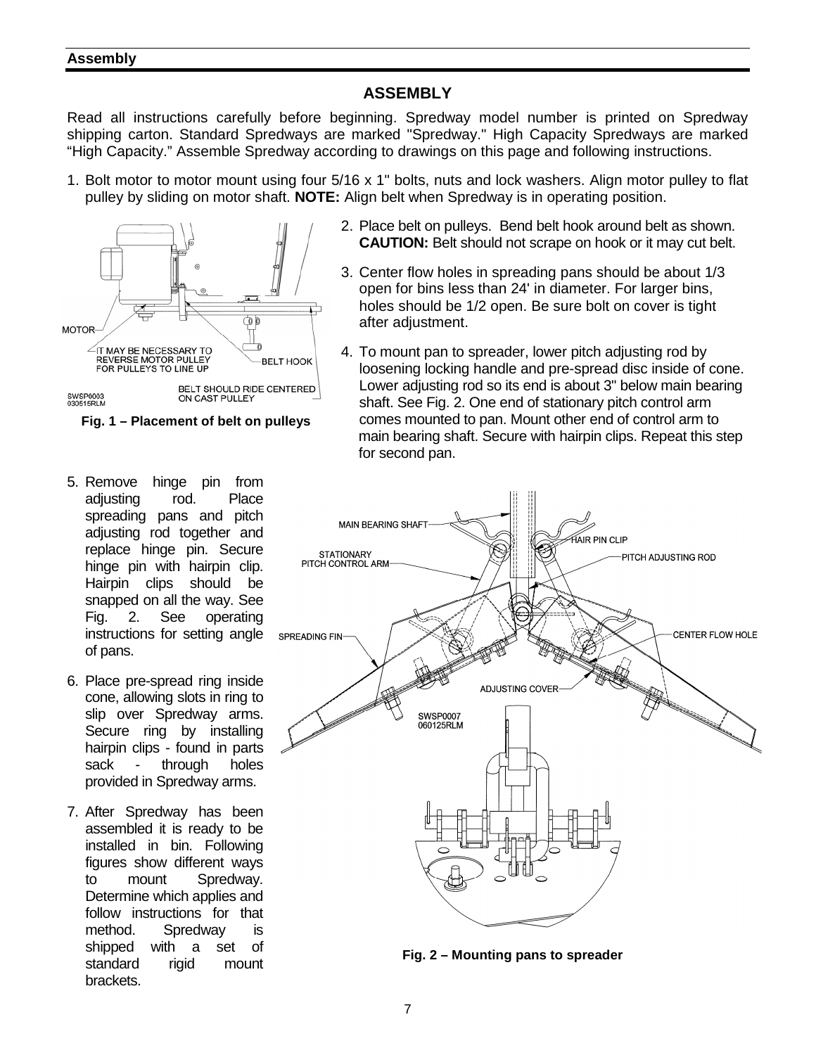## ASSEMBLY

Read all instructions carefully before beginning. Spredway model number is printed on Spredway shipping carton. Standard Spredways are marked "Spredway." High Capacity Spredways are marked "High Capacity." Assemble Spredway according to drawings on this page and following instructions.

1. Bolt motor to motor mount using four 5/16 x 1" bolts, nuts and lock washers. Align motor pulley to flat pulley by sliding on motor shaft. **NOTE:** Align belt when Spredway is in operating position.

**Fig. 1 – Placement of belt on pulleys**

2. Place belt on pulleys. Bend belt hook around belt as shown. **CAUTION:** Belt should not scrape on hook or it may cut belt.

3. Center flow holes in spreading pans should be about 1/3 open for bins less than 24' in diameter. For larger bins, holes should be 1/2 open. Be sure bolt on cover is tight after adjustment.

4. To mount pan to spreader, lower pitch adjusting rod by loosening locking handle and pre-spread disc inside of cone. Lower adjusting rod so its end is about 3" below main bearing shaft. See Fig. 2. One end of stationary pitch control arm comes mounted to pan. Mount other end of control arm to main bearing shaft. Secure with hairpin clips. Repeat this step for second pan.

5. Remove hinge pin from adjusting rod. Place spreading pans and pitch adjusting rod together and replace hinge pin. Secure hinge pin with hairpin clip. Hairpin clips should be snapped on all the way. See Fig. 2. See operating instructions for setting angle of pans.

6. Place pre-spread ring inside cone, allowing slots in ring to slip over Spredway arms. Secure ring by installing hairpin clips - found in parts sack - through holes provided in Spredway arms.

7. After Spredway has been assembled it is ready to be installed in bin. Following figures show different ways to mount Spredway. Determine which applies and follow instructions for that method. Spredway is shipped with a set of standard rigid mount brackets.

**Fig. 2 – Mounting pans to spreader**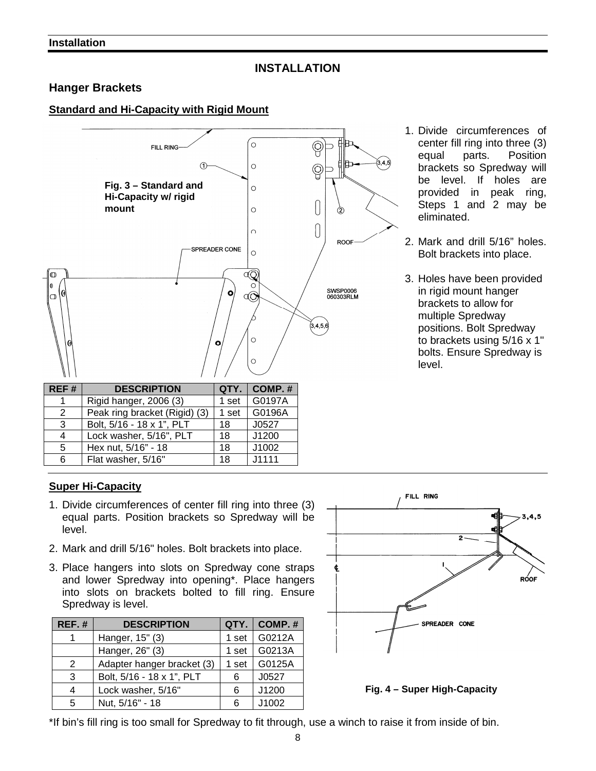# INSTALLATION

## Hanger Brackets

### Standard and Hi-Capacity with Rigid Mount

Fig. 3 – Standard and Hi-Capacity w/ rigid mount

1. Divide circumferences of center fill ring into three (3) equal parts. Position brackets so Spredway will be level. If holes are provided in peak ring, Steps 1 and 2 may be eliminated.
2. Mark and drill 5/16" holes. Bolt brackets into place.
3. Holes have been provided in rigid mount hanger brackets to allow for multiple Spredway positions. Bolt Spredway to brackets using 5/16 x 1" bolts. Ensure Spredway is level.

| REF # | DESCRIPTION | QTY. | COMP. # |
|---|---|---|---|
| 1 | Rigid hanger, 2006 (3) | 1 set | G0197A |
| 2 | Peak ring bracket (Rigid) (3) | 1 set | G0196A |
| 3 | Bolt, 5/16 - 18 x 1", PLT | 18 | J0527 |
| 4 | Lock washer, 5/16", PLT | 18 | J1200 |
| 5 | Hex nut, 5/16" - 18 | 18 | J1002 |
| 6 | Flat washer, 5/16" | 18 | J1111 |

### Super Hi-Capacity

1. Divide circumferences of center fill ring into three (3) equal parts. Position brackets so Spredway will be level.
2. Mark and drill 5/16" holes. Bolt brackets into place.
3. Place hangers into slots on Spredway cone straps and lower Spredway into opening*. Place hangers into slots on brackets bolted to fill ring. Ensure Spredway is level.

| REF. # | DESCRIPTION | QTY. | COMP. # |
|---|---|---|---|
| 1 | Hanger, 15" (3) | 1 set | G0212A |
| | Hanger, 26" (3) | 1 set | G0213A |
| 2 | Adapter hanger bracket (3) | 1 set | G0125A |
| 3 | Bolt, 5/16 - 18 x 1", PLT | 6 | J0527 |
| 4 | Lock washer, 5/16" | 6 | J1200 |
| 5 | Nut, 5/16" - 18 | 6 | J1002 |

Fig. 4 – Super High-Capacity

*If bin's fill ring is too small for Spredway to fit through, use a winch to raise it from inside of bin.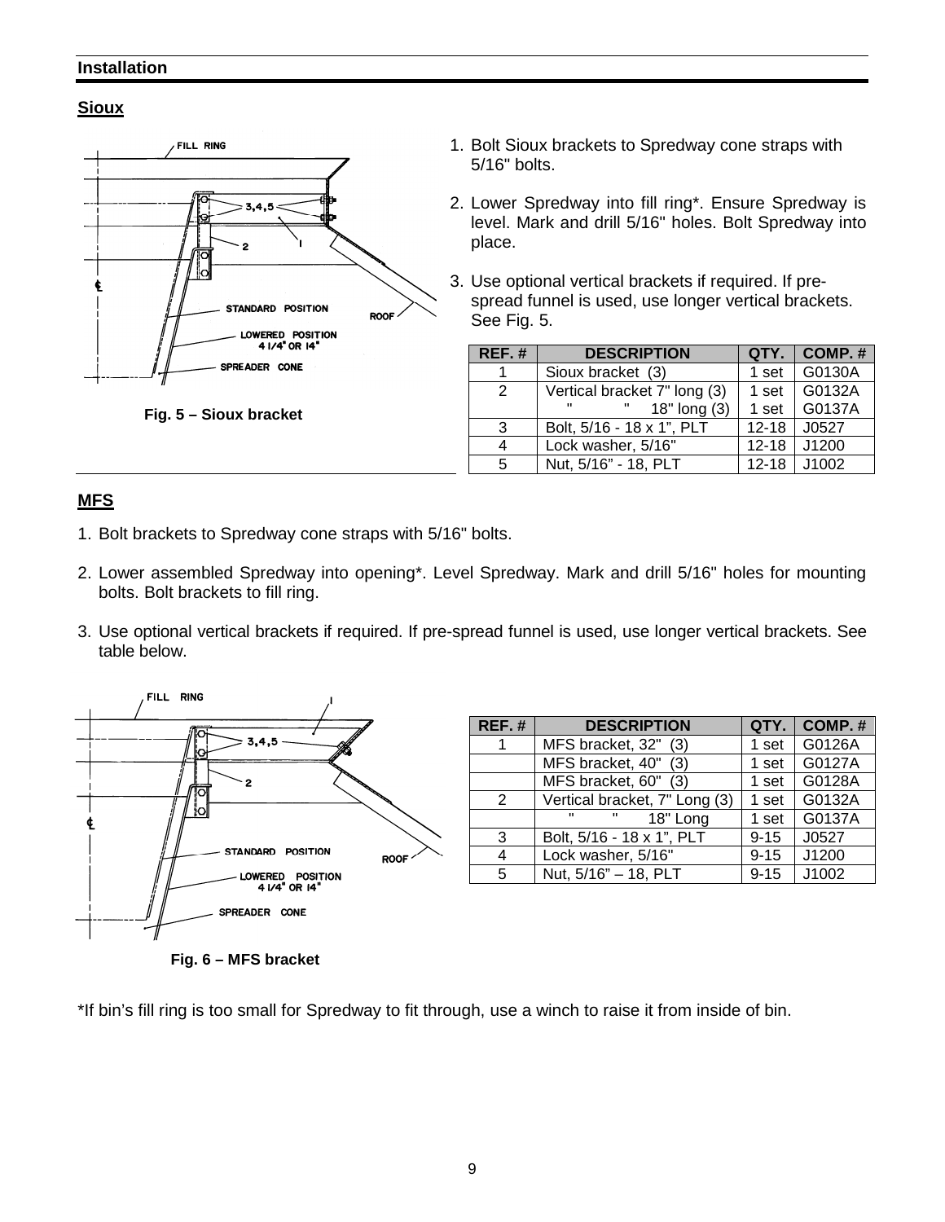## Installation

### Sioux

Fig. 5 – Sioux bracket

1. Bolt Sioux brackets to Spredway cone straps with 5/16" bolts.

2. Lower Spredway into fill ring*. Ensure Spredway is level. Mark and drill 5/16" holes. Bolt Spredway into place.

3. Use optional vertical brackets if required. If pre-spread funnel is used, use longer vertical brackets. See Fig. 5.

| REF. # | DESCRIPTION | QTY. | COMP. # |
|---|---|---|---|
| 1 | Sioux bracket (3) | 1 set | G0130A |
| 2 | Vertical bracket 7" long (3) | 1 set | G0132A |
| | " " 18" long (3) | 1 set | G0137A |
| 3 | Bolt, 5/16 - 18 x 1", PLT | 12-18 | J0527 |
| 4 | Lock washer, 5/16" | 12-18 | J1200 |
| 5 | Nut, 5/16" - 18, PLT | 12-18 | J1002 |

### MFS

1. Bolt brackets to Spredway cone straps with 5/16" bolts.

2. Lower assembled Spredway into opening*. Level Spredway. Mark and drill 5/16" holes for mounting bolts. Bolt brackets to fill ring.

3. Use optional vertical brackets if required. If pre-spread funnel is used, use longer vertical brackets. See table below.

| REF. # | DESCRIPTION | QTY. | COMP. # |
|---|---|---|---|
| 1 | MFS bracket, 32" (3) | 1 set | G0126A |
| | MFS bracket, 40" (3) | 1 set | G0127A |
| | MFS bracket, 60" (3) | 1 set | G0128A |
| 2 | Vertical bracket, 7" Long (3) | 1 set | G0132A |
| | " " 18" Long | 1 set | G0137A |
| 3 | Bolt, 5/16 - 18 x 1", PLT | 9-15 | J0527 |
| 4 | Lock washer, 5/16" | 9-15 | J1200 |
| 5 | Nut, 5/16" – 18, PLT | 9-15 | J1002 |

Fig. 6 – MFS bracket

*If bin's fill ring is too small for Spredway to fit through, use a winch to raise it from inside of bin.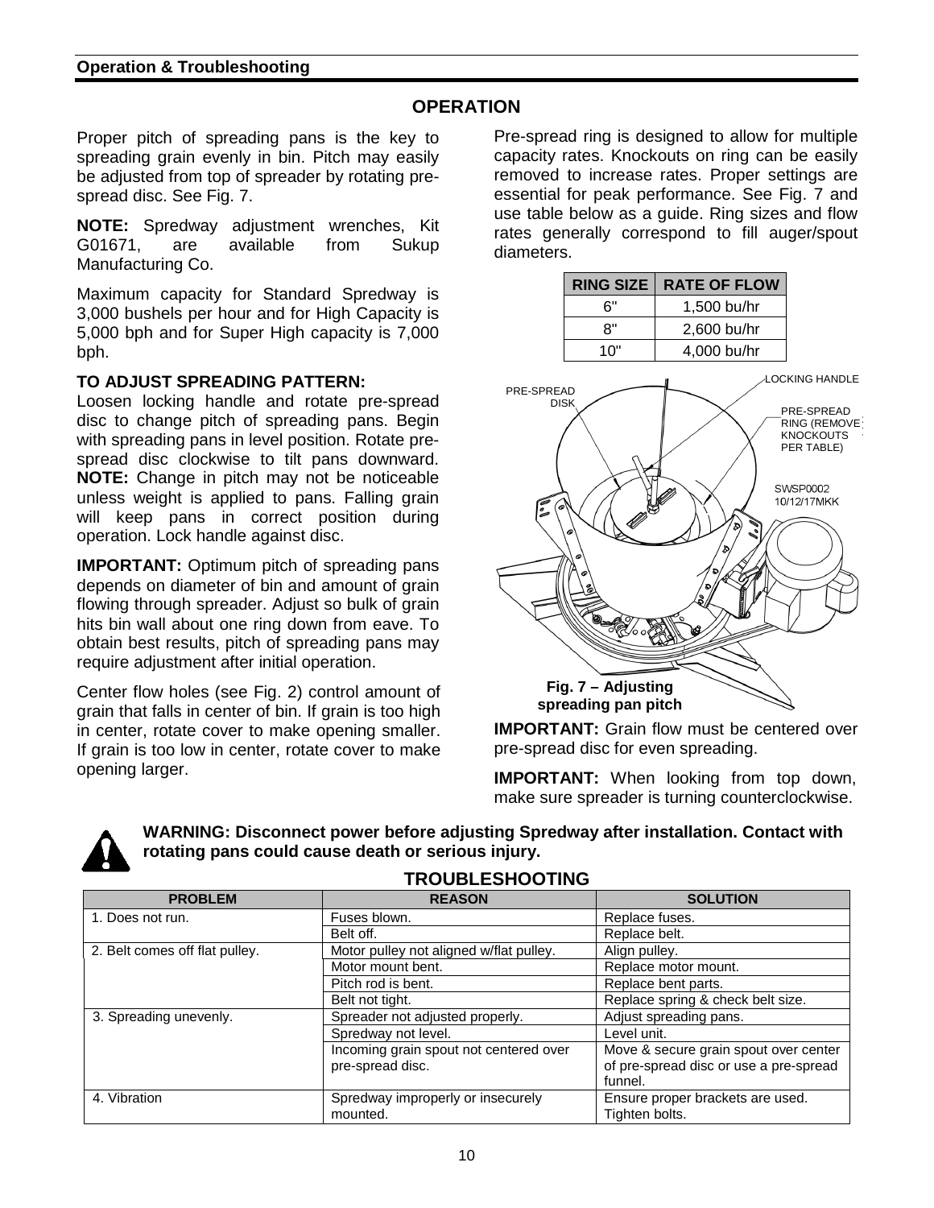## OPERATION

Proper pitch of spreading pans is the key to spreading grain evenly in bin. Pitch may easily be adjusted from top of spreader by rotating pre-spread disc. See Fig. 7.

**NOTE:** Spredway adjustment wrenches, Kit G01671, are available from Sukup Manufacturing Co.

Maximum capacity for Standard Spredway is 3,000 bushels per hour and for High Capacity is 5,000 bph and for Super High capacity is 7,000 bph.

**TO ADJUST SPREADING PATTERN:**
Loosen locking handle and rotate pre-spread disc to change pitch of spreading pans. Begin with spreading pans in level position. Rotate pre-spread disc clockwise to tilt pans downward. **NOTE:** Change in pitch may not be noticeable unless weight is applied to pans. Falling grain will keep pans in correct position during operation. Lock handle against disc.

**IMPORTANT:** Optimum pitch of spreading pans depends on diameter of bin and amount of grain flowing through spreader. Adjust so bulk of grain hits bin wall about one ring down from eave. To obtain best results, pitch of spreading pans may require adjustment after initial operation.

Center flow holes (see Fig. 2) control amount of grain that falls in center of bin. If grain is too high in center, rotate cover to make opening smaller. If grain is too low in center, rotate cover to make opening larger.

Pre-spread ring is designed to allow for multiple capacity rates. Knockouts on ring can be easily removed to increase rates. Proper settings are essential for peak performance. See Fig. 7 and use table below as a guide. Ring sizes and flow rates generally correspond to fill auger/spout diameters.

| RING SIZE | RATE OF FLOW |
|---|---|
| 6" | 1,500 bu/hr |
| 8" | 2,600 bu/hr |
| 10" | 4,000 bu/hr |

PRE-SPREAD DISK
LOCKING HANDLE
PRE-SPREAD RING (REMOVE KNOCKOUTS PER TABLE)
SWSP0002 10/12/17MKK

**Fig. 7 – Adjusting spreading pan pitch**

**IMPORTANT:** Grain flow must be centered over pre-spread disc for even spreading.

**IMPORTANT:** When looking from top down, make sure spreader is turning counterclockwise.

**WARNING: Disconnect power before adjusting Spredway after installation. Contact with rotating pans could cause death or serious injury.**

## TROUBLESHOOTING

| PROBLEM | REASON | SOLUTION |
|---|---|---|
| 1. Does not run. | Fuses blown. | Replace fuses. |
| | Belt off. | Replace belt. |
| 2. Belt comes off flat pulley. | Motor pulley not aligned w/flat pulley. | Align pulley. |
| | Motor mount bent. | Replace motor mount. |
| | Pitch rod is bent. | Replace bent parts. |
| | Belt not tight. | Replace spring & check belt size. |
| 3. Spreading unevenly. | Spreader not adjusted properly. | Adjust spreading pans. |
| | Spredway not level. | Level unit. |
| | Incoming grain spout not centered over pre-spread disc. | Move & secure grain spout over center of pre-spread disc or use a pre-spread funnel. |
| 4. Vibration | Spredway improperly or insecurely mounted. | Ensure proper brackets are used. Tighten bolts. |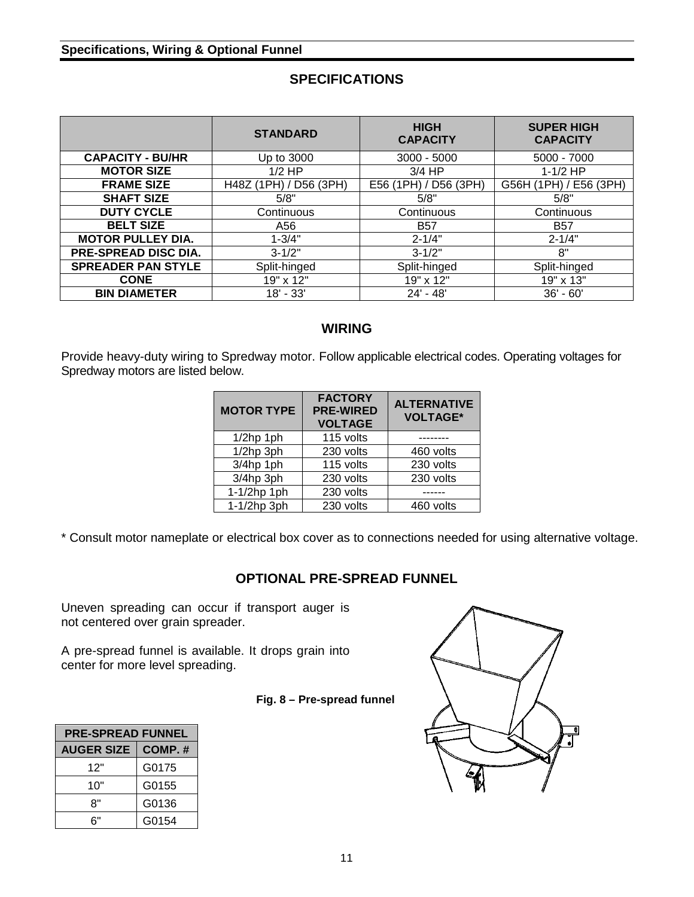## Specifications, Wiring & Optional Funnel

### SPECIFICATIONS

| | STANDARD | HIGH CAPACITY | SUPER HIGH CAPACITY |
|---|---|---|---|
| CAPACITY - BU/HR | Up to 3000 | 3000 - 5000 | 5000 - 7000 |
| MOTOR SIZE | 1/2 HP | 3/4 HP | 1-1/2 HP |
| FRAME SIZE | H48Z (1PH) / D56 (3PH) | E56 (1PH) / D56 (3PH) | G56H (1PH) / E56 (3PH) |
| SHAFT SIZE | 5/8" | 5/8" | 5/8" |
| DUTY CYCLE | Continuous | Continuous | Continuous |
| BELT SIZE | A56 | B57 | B57 |
| MOTOR PULLEY DIA. | 1-3/4" | 2-1/4" | 2-1/4" |
| PRE-SPREAD DISC DIA. | 3-1/2" | 3-1/2" | 8" |
| SPREADER PAN STYLE | Split-hinged | Split-hinged | Split-hinged |
| CONE | 19" x 12" | 19" x 12" | 19" x 13" |
| BIN DIAMETER | 18' - 33' | 24' - 48' | 36' - 60' |

### WIRING

Provide heavy-duty wiring to Spredway motor. Follow applicable electrical codes. Operating voltages for Spredway motors are listed below.

| MOTOR TYPE | FACTORY PRE-WIRED VOLTAGE | ALTERNATIVE VOLTAGE* |
|---|---|---|
| 1/2hp 1ph | 115 volts | -------- |
| 1/2hp 3ph | 230 volts | 460 volts |
| 3/4hp 1ph | 115 volts | 230 volts |
| 3/4hp 3ph | 230 volts | 230 volts |
| 1-1/2hp 1ph | 230 volts | ------ |
| 1-1/2hp 3ph | 230 volts | 460 volts |

* Consult motor nameplate or electrical box cover as to connections needed for using alternative voltage.

### OPTIONAL PRE-SPREAD FUNNEL

Uneven spreading can occur if transport auger is not centered over grain spreader.

A pre-spread funnel is available. It drops grain into center for more level spreading.

**Fig. 8 – Pre-spread funnel**

| PRE-SPREAD FUNNEL | |
|---|---|
| AUGER SIZE | COMP. # |
| 12" | G0175 |
| 10" | G0155 |
| 8" | G0136 |
| 6" | G0154 |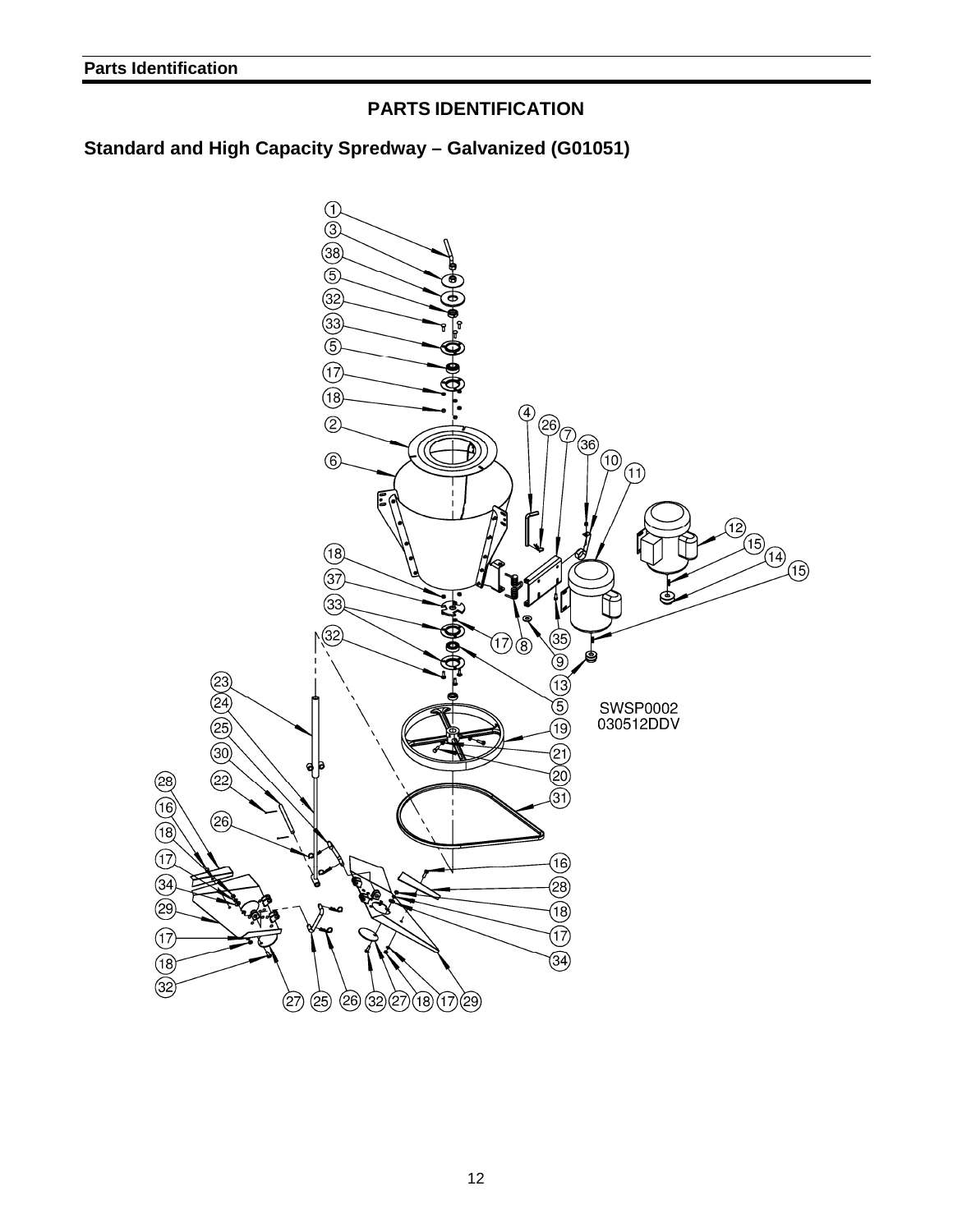# PARTS IDENTIFICATION

## Standard and High Capacity Spredway – Galvanized (G01051)

SWSP0002
030512DDV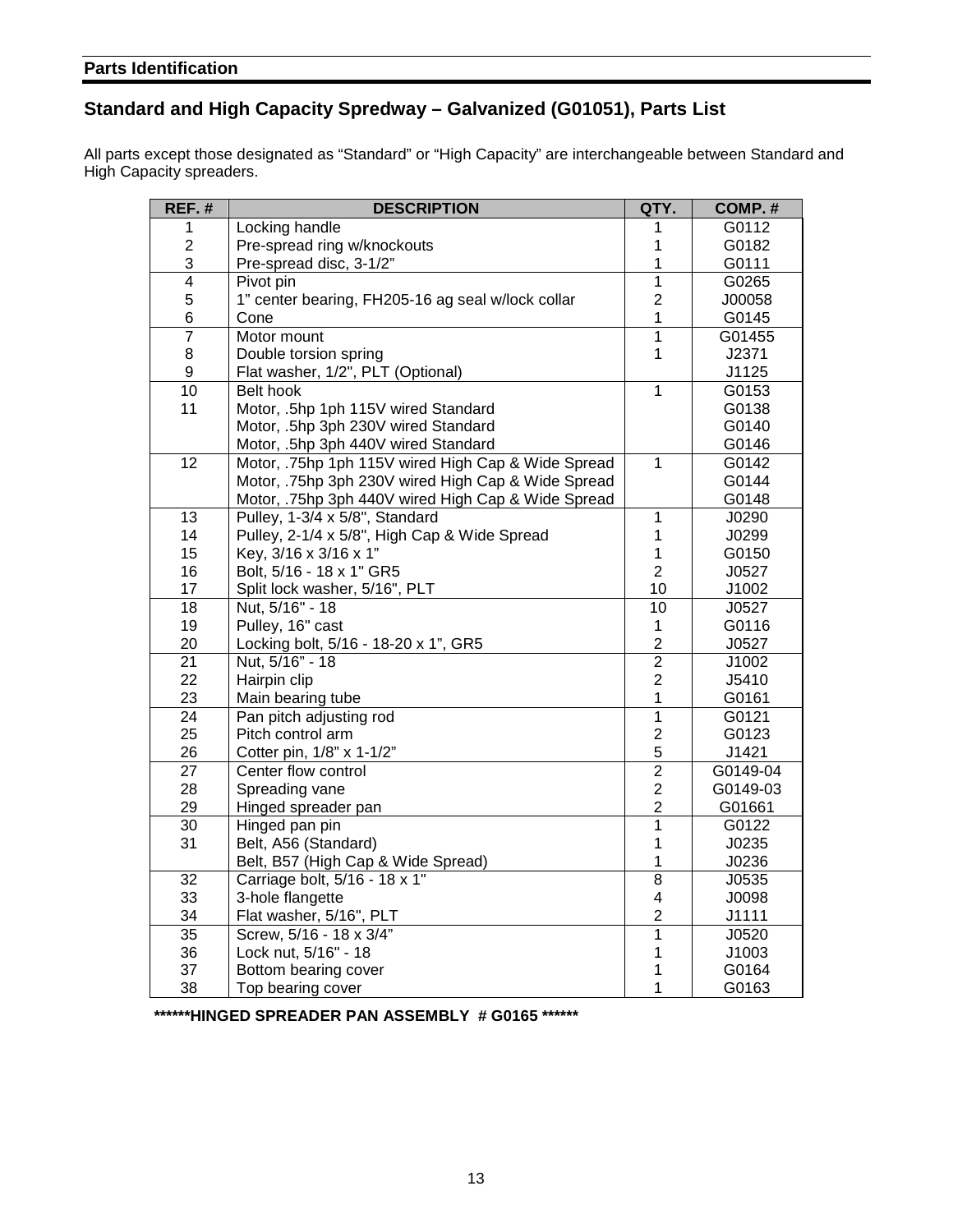## Parts Identification

## Standard and High Capacity Spredway – Galvanized (G01051), Parts List

All parts except those designated as "Standard" or "High Capacity" are interchangeable between Standard and High Capacity spreaders.

| REF. # | DESCRIPTION | QTY. | COMP. # |
|---|---|---|---|
| 1 | Locking handle | 1 | G0112 |
| 2 | Pre-spread ring w/knockouts | 1 | G0182 |
| 3 | Pre-spread disc, 3-1/2" | 1 | G0111 |
| 4 | Pivot pin | 1 | G0265 |
| 5 | 1" center bearing, FH205-16 ag seal w/lock collar | 2 | J00058 |
| 6 | Cone | 1 | G0145 |
| 7 | Motor mount | 1 | G01455 |
| 8 | Double torsion spring | 1 | J2371 |
| 9 | Flat washer, 1/2", PLT (Optional) | | J1125 |
| 10 | Belt hook | 1 | G0153 |
| 11 | Motor, .5hp 1ph 115V wired Standard | | G0138 |
| | Motor, .5hp 3ph 230V wired Standard | | G0140 |
| | Motor, .5hp 3ph 440V wired Standard | | G0146 |
| 12 | Motor, .75hp 1ph 115V wired High Cap & Wide Spread | 1 | G0142 |
| | Motor, .75hp 3ph 230V wired High Cap & Wide Spread | | G0144 |
| | Motor, .75hp 3ph 440V wired High Cap & Wide Spread | | G0148 |
| 13 | Pulley, 1-3/4 x 5/8", Standard | 1 | J0290 |
| 14 | Pulley, 2-1/4 x 5/8", High Cap & Wide Spread | 1 | J0299 |
| 15 | Key, 3/16 x 3/16 x 1" | 1 | G0150 |
| 16 | Bolt, 5/16 - 18 x 1" GR5 | 2 | J0527 |
| 17 | Split lock washer, 5/16", PLT | 10 | J1002 |
| 18 | Nut, 5/16" - 18 | 10 | J0527 |
| 19 | Pulley, 16" cast | 1 | G0116 |
| 20 | Locking bolt, 5/16 - 18-20 x 1", GR5 | 2 | J0527 |
| 21 | Nut, 5/16" - 18 | 2 | J1002 |
| 22 | Hairpin clip | 2 | J5410 |
| 23 | Main bearing tube | 1 | G0161 |
| 24 | Pan pitch adjusting rod | 1 | G0121 |
| 25 | Pitch control arm | 2 | G0123 |
| 26 | Cotter pin, 1/8" x 1-1/2" | 5 | J1421 |
| 27 | Center flow control | 2 | G0149-04 |
| 28 | Spreading vane | 2 | G0149-03 |
| 29 | Hinged spreader pan | 2 | G01661 |
| 30 | Hinged pan pin | 1 | G0122 |
| 31 | Belt, A56 (Standard) | 1 | J0235 |
| | Belt, B57 (High Cap & Wide Spread) | 1 | J0236 |
| 32 | Carriage bolt, 5/16 - 18 x 1" | 8 | J0535 |
| 33 | 3-hole flangette | 4 | J0098 |
| 34 | Flat washer, 5/16", PLT | 2 | J1111 |
| 35 | Screw, 5/16 - 18 x 3/4" | 1 | J0520 |
| 36 | Lock nut, 5/16" - 18 | 1 | J1003 |
| 37 | Bottom bearing cover | 1 | G0164 |
| 38 | Top bearing cover | 1 | G0163 |

**\*\*\*\*\*\*HINGED SPREADER PAN ASSEMBLY # G0165 \*\*\*\*\*\***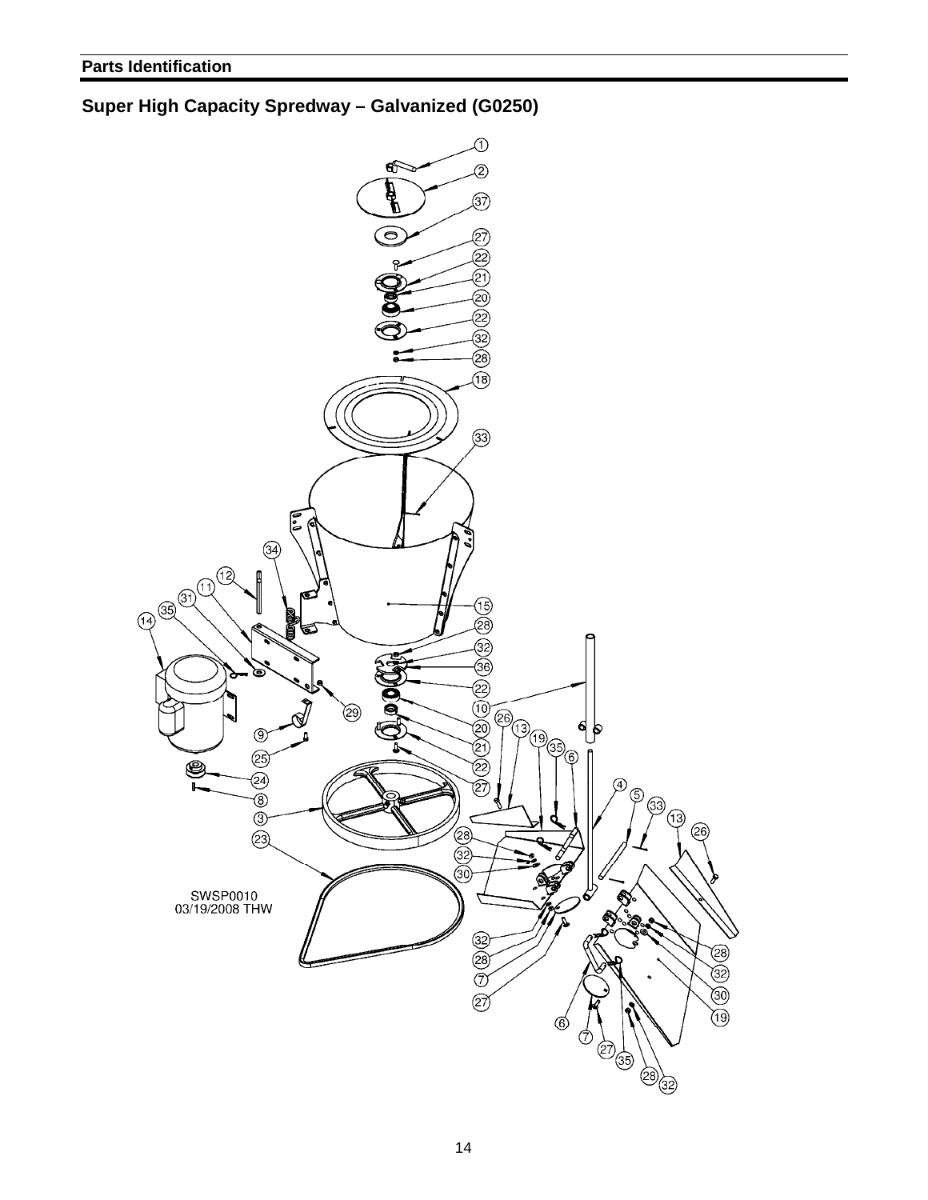## Parts Identification

# Super High Capacity Spredway – Galvanized (G0250)

SWSP0010
03/19/2008 THW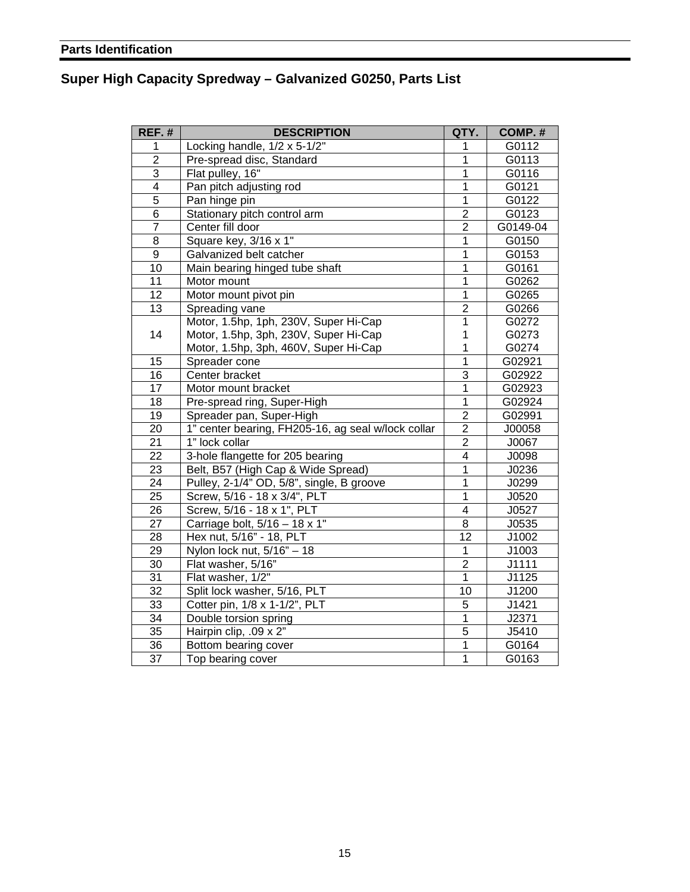## Parts Identification

### Super High Capacity Spredway – Galvanized G0250, Parts List

| REF. # | DESCRIPTION | QTY. | COMP. # |
|---|---|---|---|
| 1 | Locking handle, 1/2 x 5-1/2" | 1 | G0112 |
| 2 | Pre-spread disc, Standard | 1 | G0113 |
| 3 | Flat pulley, 16" | 1 | G0116 |
| 4 | Pan pitch adjusting rod | 1 | G0121 |
| 5 | Pan hinge pin | 1 | G0122 |
| 6 | Stationary pitch control arm | 2 | G0123 |
| 7 | Center fill door | 2 | G0149-04 |
| 8 | Square key, 3/16 x 1" | 1 | G0150 |
| 9 | Galvanized belt catcher | 1 | G0153 |
| 10 | Main bearing hinged tube shaft | 1 | G0161 |
| 11 | Motor mount | 1 | G0262 |
| 12 | Motor mount pivot pin | 1 | G0265 |
| 13 | Spreading vane | 2 | G0266 |
| 14 | Motor, 1.5hp, 1ph, 230V, Super Hi-Cap<br>Motor, 1.5hp, 3ph, 230V, Super Hi-Cap<br>Motor, 1.5hp, 3ph, 460V, Super Hi-Cap | 1<br>1<br>1 | G0272<br>G0273<br>G0274 |
| 15 | Spreader cone | 1 | G02921 |
| 16 | Center bracket | 3 | G02922 |
| 17 | Motor mount bracket | 1 | G02923 |
| 18 | Pre-spread ring, Super-High | 1 | G02924 |
| 19 | Spreader pan, Super-High | 2 | G02991 |
| 20 | 1" center bearing, FH205-16, ag seal w/lock collar | 2 | J00058 |
| 21 | 1" lock collar | 2 | J0067 |
| 22 | 3-hole flangette for 205 bearing | 4 | J0098 |
| 23 | Belt, B57 (High Cap & Wide Spread) | 1 | J0236 |
| 24 | Pulley, 2-1/4" OD, 5/8", single, B groove | 1 | J0299 |
| 25 | Screw, 5/16 - 18 x 3/4", PLT | 1 | J0520 |
| 26 | Screw, 5/16 - 18 x 1", PLT | 4 | J0527 |
| 27 | Carriage bolt, 5/16 – 18 x 1" | 8 | J0535 |
| 28 | Hex nut, 5/16" - 18, PLT | 12 | J1002 |
| 29 | Nylon lock nut, 5/16" – 18 | 1 | J1003 |
| 30 | Flat washer, 5/16" | 2 | J1111 |
| 31 | Flat washer, 1/2" | 1 | J1125 |
| 32 | Split lock washer, 5/16, PLT | 10 | J1200 |
| 33 | Cotter pin, 1/8 x 1-1/2", PLT | 5 | J1421 |
| 34 | Double torsion spring | 1 | J2371 |
| 35 | Hairpin clip, .09 x 2" | 5 | J5410 |
| 36 | Bottom bearing cover | 1 | G0164 |
| 37 | Top bearing cover | 1 | G0163 |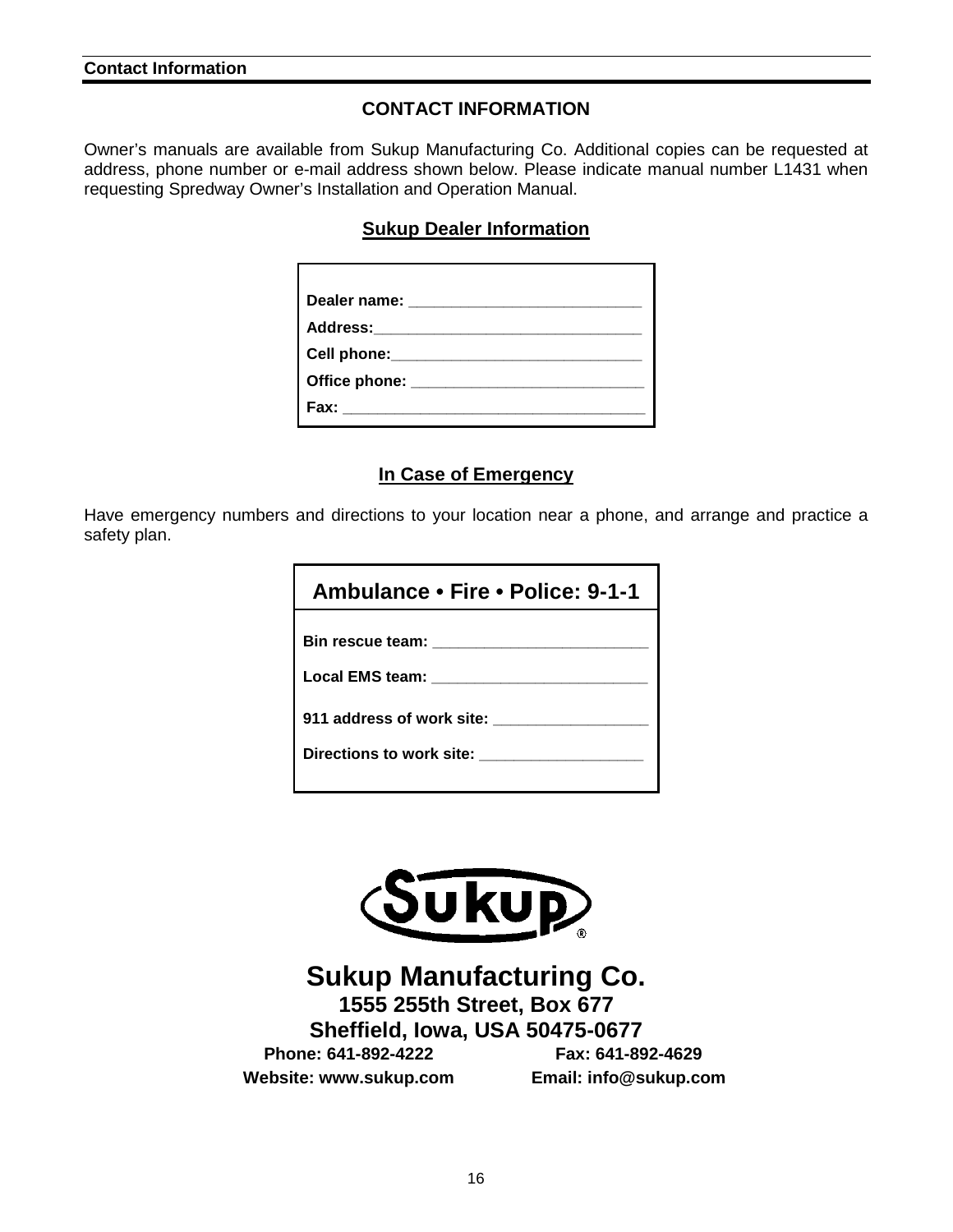# CONTACT INFORMATION

Owner's manuals are available from Sukup Manufacturing Co. Additional copies can be requested at address, phone number or e-mail address shown below. Please indicate manual number L1431 when requesting Spredway Owner's Installation and Operation Manual.

## Sukup Dealer Information

**Dealer name:** ___________________________

**Address:**_______________________________

**Cell phone:**_____________________________

**Office phone:** ___________________________

**Fax:** ___________________________________

## In Case of Emergency

Have emergency numbers and directions to your location near a phone, and arrange and practice a safety plan.

**Ambulance • Fire • Police: 9-1-1**

**Bin rescue team:** _________________________

**Local EMS team:** _________________________

**911 address of work site:** __________________

**Directions to work site:** ___________________

**Sukup Manufacturing Co.**

**1555 255th Street, Box 677**

**Sheffield, Iowa, USA 50475-0677**

**Phone: 641-892-4222** **Fax: 641-892-4629**

**Website: www.sukup.com** **Email: info@sukup.com**